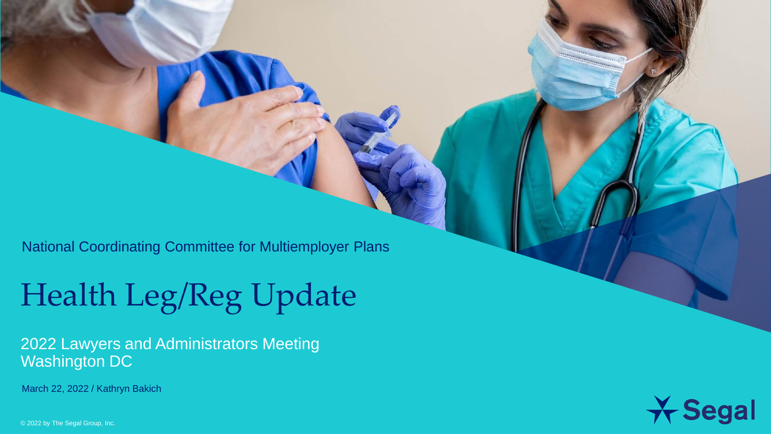National Coordinating Committee for Multiemployer Plans

# Health Leg/Reg Update

2022 Lawyers and Administrators Meeting
Washington DC

March 22, 2022 / Kathryn Bakich

© 2022 by The Segal Group, Inc.

Segal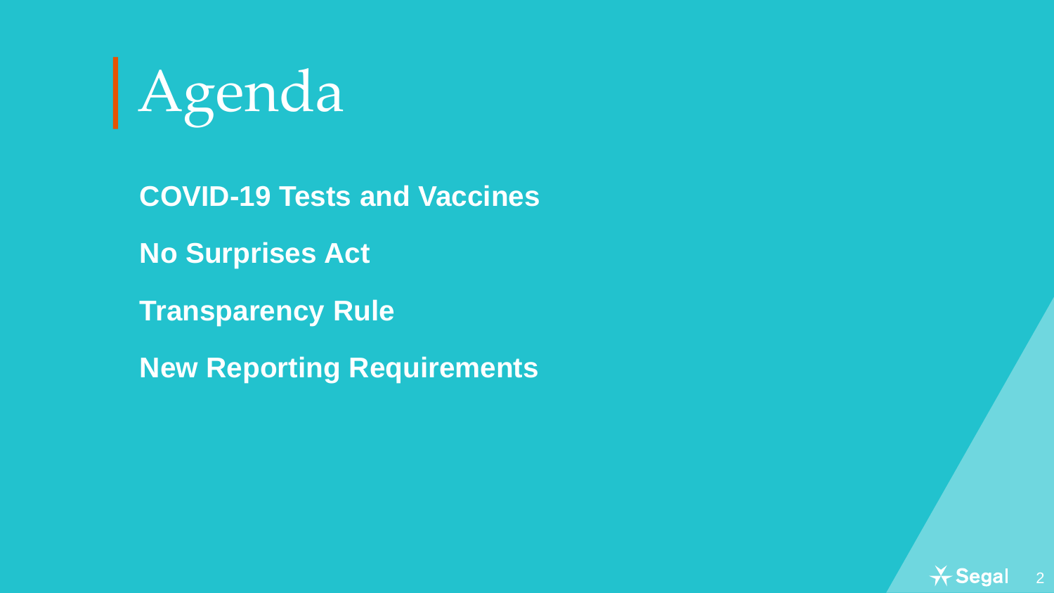# Agenda

**COVID-19 Tests and Vaccines**

**No Surprises Act**

**Transparency Rule**

**New Reporting Requirements**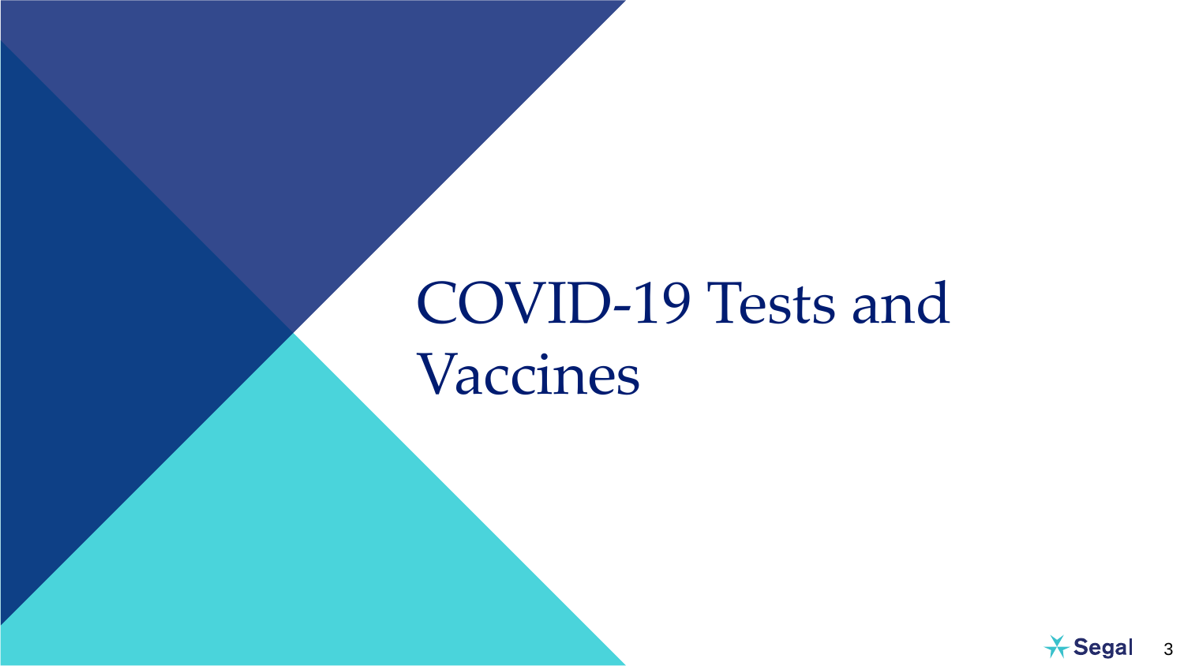# COVID-19 Tests and Vaccines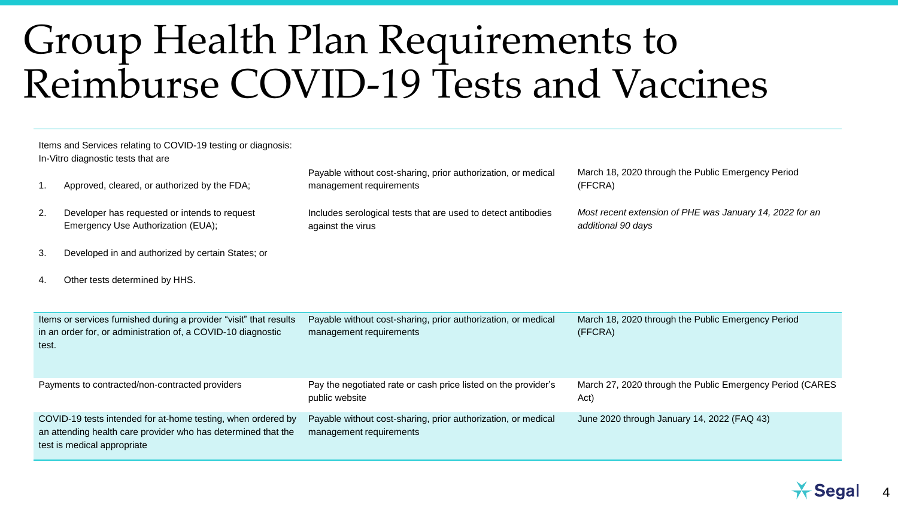# Group Health Plan Requirements to Reimburse COVID-19 Tests and Vaccines

| Items and Services | Requirement | Period |
|---|---|---|
| Items and Services relating to COVID-19 testing or diagnosis: In-Vitro diagnostic tests that are<br>1. Approved, cleared, or authorized by the FDA;<br>2. Developer has requested or intends to request Emergency Use Authorization (EUA);<br>3. Developed in and authorized by certain States; or<br>4. Other tests determined by HHS. | Payable without cost-sharing, prior authorization, or medical management requirements<br><br>Includes serological tests that are used to detect antibodies against the virus | March 18, 2020 through the Public Emergency Period (FFCRA)<br><br>*Most recent extension of PHE was January 14, 2022 for an additional 90 days* |
| Items or services furnished during a provider "visit" that results in an order for, or administration of, a COVID-10 diagnostic test. | Payable without cost-sharing, prior authorization, or medical management requirements | March 18, 2020 through the Public Emergency Period (FFCRA) |
| Payments to contracted/non-contracted providers | Pay the negotiated rate or cash price listed on the provider's public website | March 27, 2020 through the Public Emergency Period (CARES Act) |
| COVID-19 tests intended for at-home testing, when ordered by an attending health care provider who has determined that the test is medical appropriate | Payable without cost-sharing, prior authorization, or medical management requirements | June 2020 through January 14, 2022 (FAQ 43) |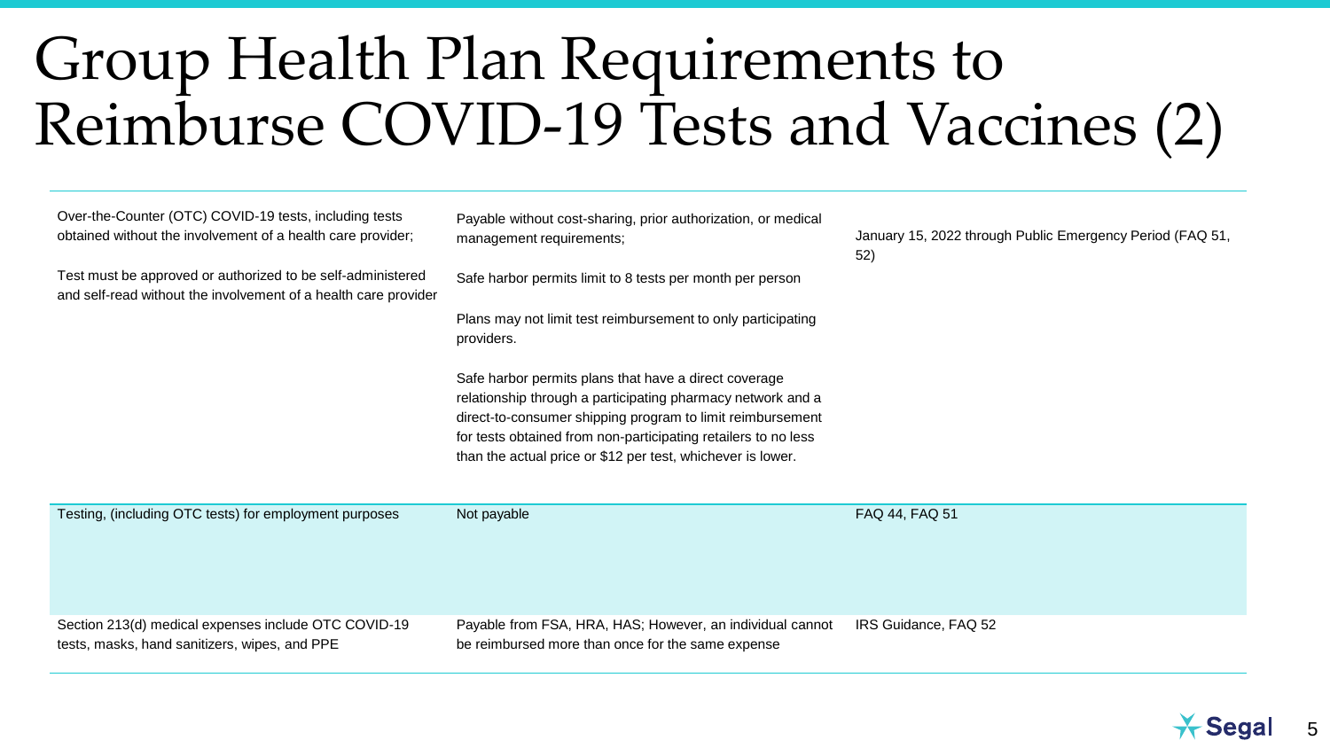# Group Health Plan Requirements to Reimburse COVID-19 Tests and Vaccines (2)

| | | |
|---|---|---|
| Over-the-Counter (OTC) COVID-19 tests, including tests obtained without the involvement of a health care provider;<br><br>Test must be approved or authorized to be self-administered and self-read without the involvement of a health care provider | Payable without cost-sharing, prior authorization, or medical management requirements;<br><br>Safe harbor permits limit to 8 tests per month per person<br><br>Plans may not limit test reimbursement to only participating providers.<br><br>Safe harbor permits plans that have a direct coverage relationship through a participating pharmacy network and a direct-to-consumer shipping program to limit reimbursement for tests obtained from non-participating retailers to no less than the actual price or $12 per test, whichever is lower. | January 15, 2022 through Public Emergency Period (FAQ 51, 52) |
| Testing, (including OTC tests) for employment purposes | Not payable | FAQ 44, FAQ 51 |
| Section 213(d) medical expenses include OTC COVID-19 tests, masks, hand sanitizers, wipes, and PPE | Payable from FSA, HRA, HAS; However, an individual cannot be reimbursed more than once for the same expense | IRS Guidance, FAQ 52 |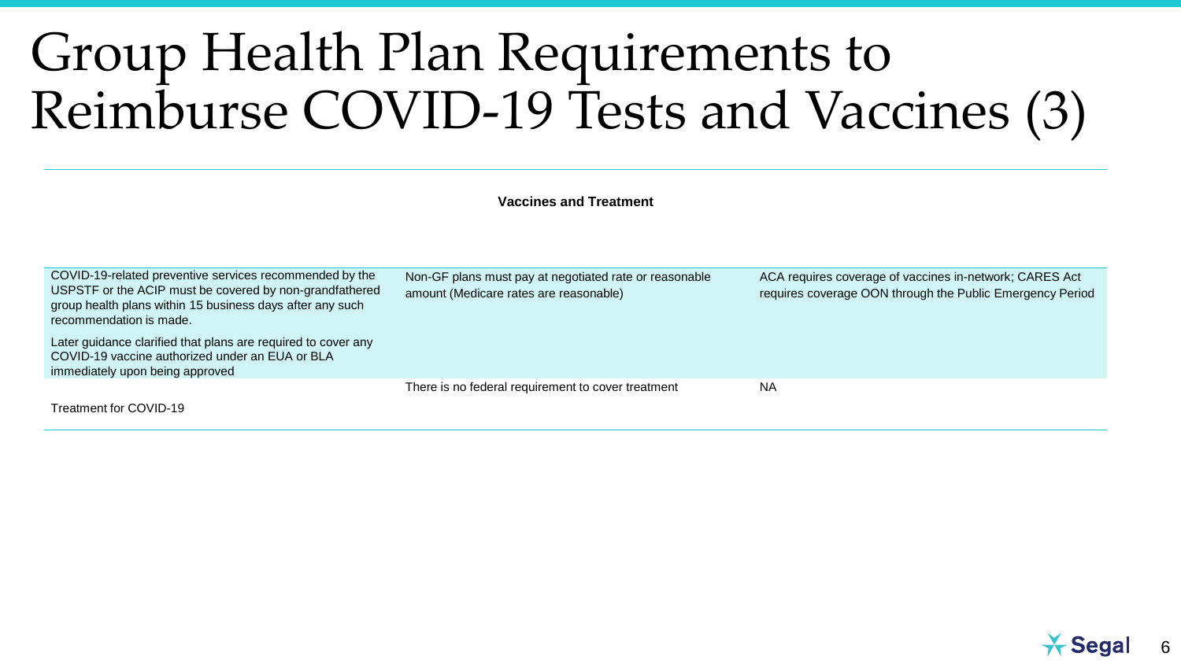# Group Health Plan Requirements to Reimburse COVID-19 Tests and Vaccines (3)

**Vaccines and Treatment**

| | | |
|---|---|---|
| COVID-19-related preventive services recommended by the USPSTF or the ACIP must be covered by non-grandfathered group health plans within 15 business days after any such recommendation is made.<br><br>Later guidance clarified that plans are required to cover any COVID-19 vaccine authorized under an EUA or BLA immediately upon being approved | Non-GF plans must pay at negotiated rate or reasonable amount (Medicare rates are reasonable) | ACA requires coverage of vaccines in-network; CARES Act requires coverage OON through the Public Emergency Period |
| Treatment for COVID-19 | There is no federal requirement to cover treatment | NA |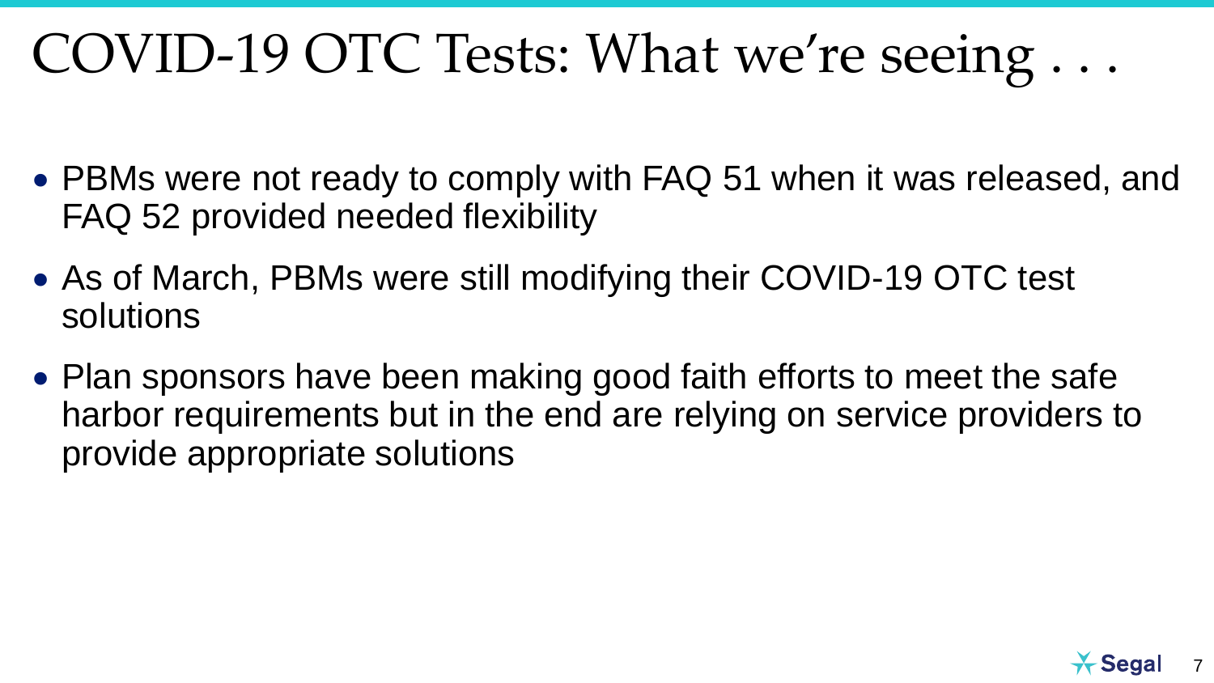# COVID-19 OTC Tests: What we're seeing . . .

- PBMs were not ready to comply with FAQ 51 when it was released, and FAQ 52 provided needed flexibility
- As of March, PBMs were still modifying their COVID-19 OTC test solutions
- Plan sponsors have been making good faith efforts to meet the safe harbor requirements but in the end are relying on service providers to provide appropriate solutions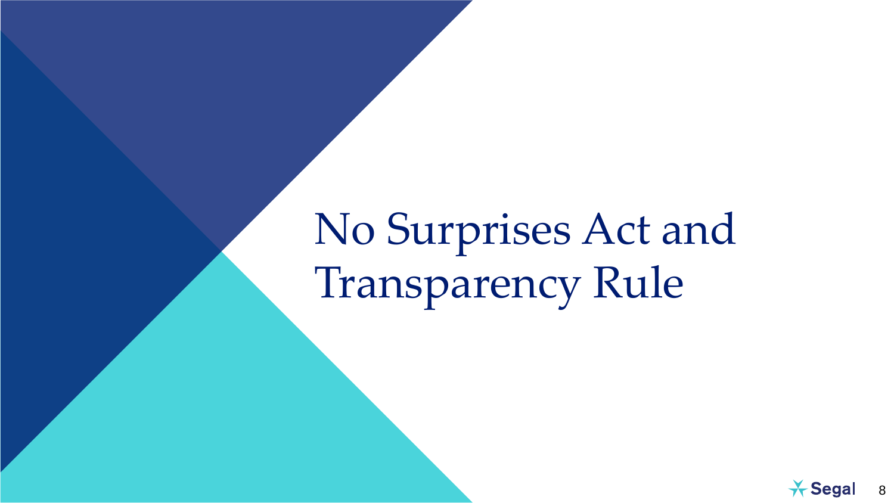# No Surprises Act and Transparency Rule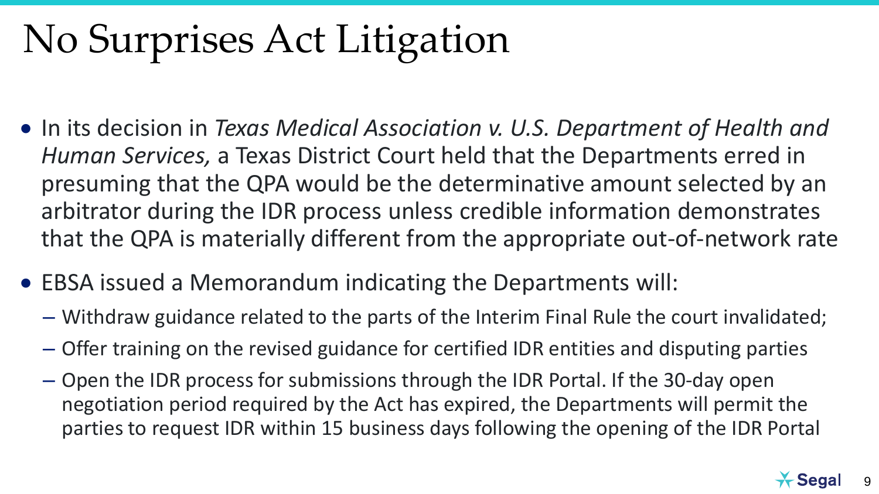# No Surprises Act Litigation

- In its decision in *Texas Medical Association v. U.S. Department of Health and Human Services,* a Texas District Court held that the Departments erred in presuming that the QPA would be the determinative amount selected by an arbitrator during the IDR process unless credible information demonstrates that the QPA is materially different from the appropriate out-of-network rate
- EBSA issued a Memorandum indicating the Departments will:
  - Withdraw guidance related to the parts of the Interim Final Rule the court invalidated;
  - Offer training on the revised guidance for certified IDR entities and disputing parties
  - Open the IDR process for submissions through the IDR Portal. If the 30-day open negotiation period required by the Act has expired, the Departments will permit the parties to request IDR within 15 business days following the opening of the IDR Portal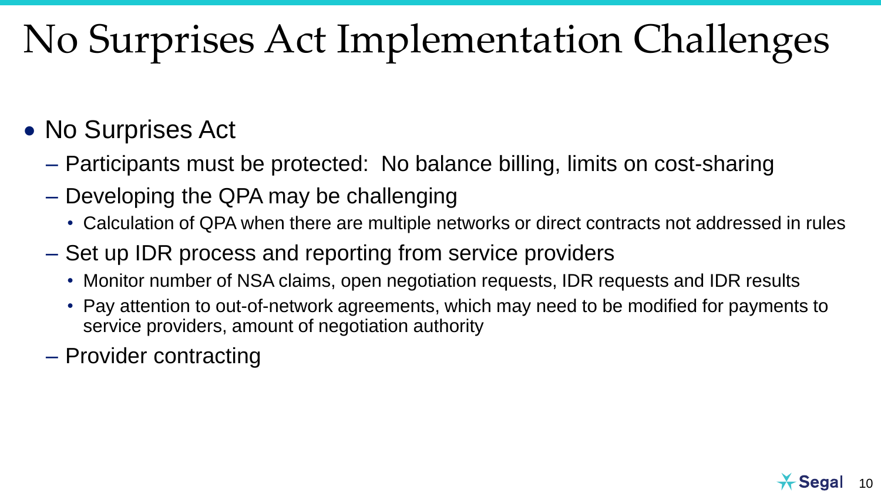# No Surprises Act Implementation Challenges

- No Surprises Act
  - Participants must be protected: No balance billing, limits on cost-sharing
  - Developing the QPA may be challenging
    - Calculation of QPA when there are multiple networks or direct contracts not addressed in rules
  - Set up IDR process and reporting from service providers
    - Monitor number of NSA claims, open negotiation requests, IDR requests and IDR results
    - Pay attention to out-of-network agreements, which may need to be modified for payments to service providers, amount of negotiation authority
  - Provider contracting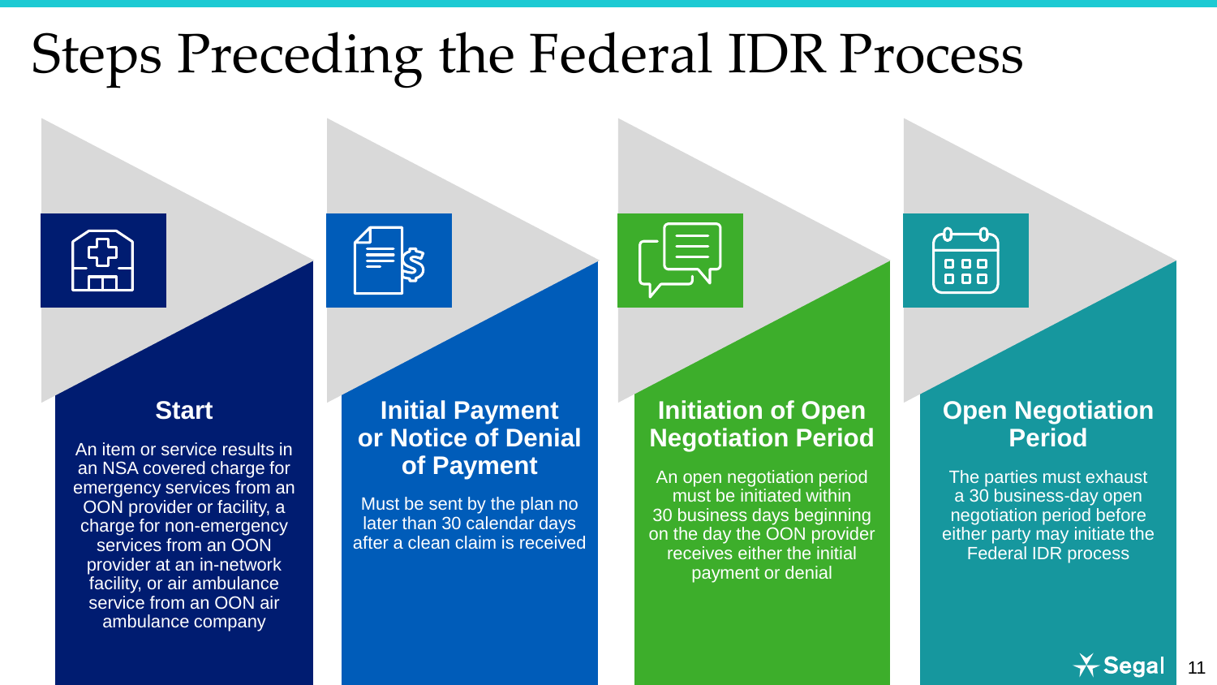# Steps Preceding the Federal IDR Process

## Start

An item or service results in an NSA covered charge for emergency services from an OON provider or facility, a charge for non-emergency services from an OON provider at an in-network facility, or air ambulance service from an OON air ambulance company

## Initial Payment or Notice of Denial of Payment

Must be sent by the plan no later than 30 calendar days after a clean claim is received

## Initiation of Open Negotiation Period

An open negotiation period must be initiated within 30 business days beginning on the day the OON provider receives either the initial payment or denial

## Open Negotiation Period

The parties must exhaust a 30 business-day open negotiation period before either party may initiate the Federal IDR process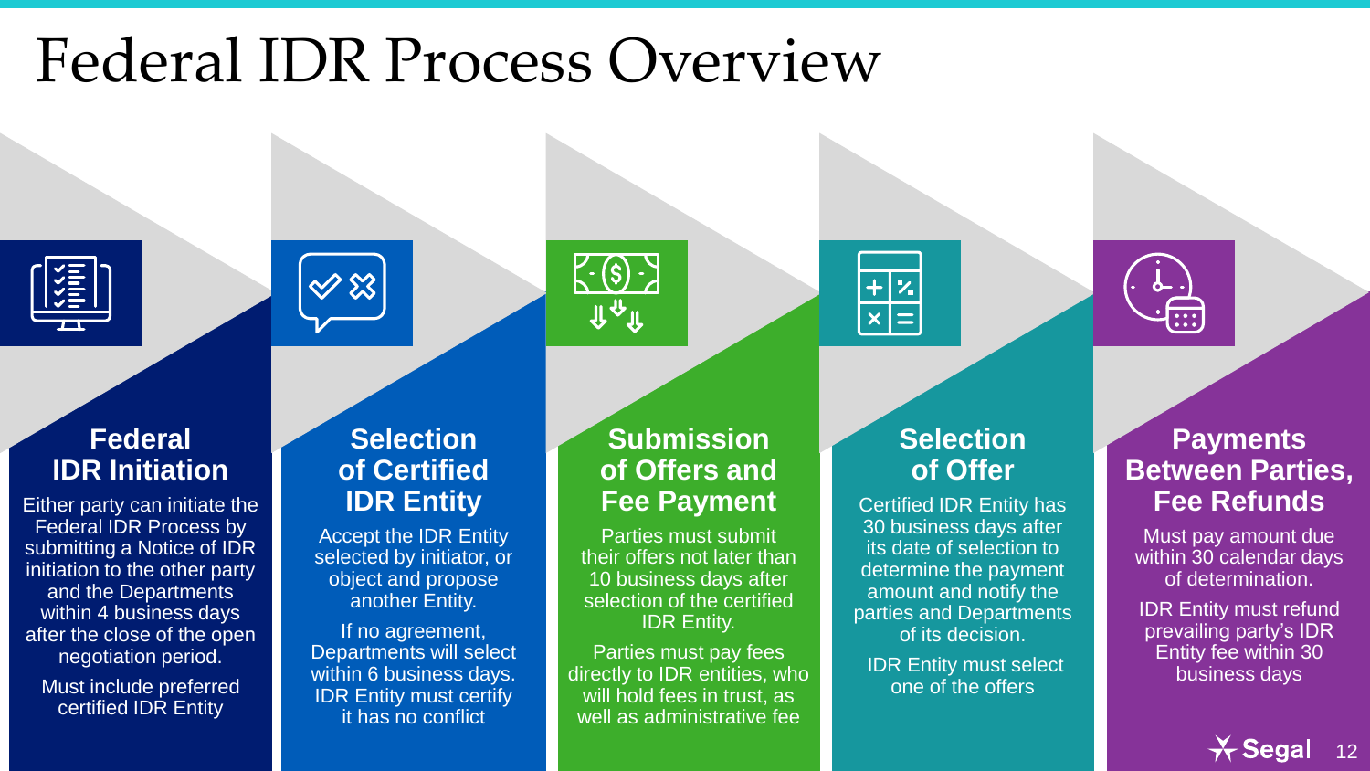# Federal IDR Process Overview

## Federal IDR Initiation

Either party can initiate the Federal IDR Process by submitting a Notice of IDR initiation to the other party and the Departments within 4 business days after the close of the open negotiation period.

Must include preferred certified IDR Entity

## Selection of Certified IDR Entity

Accept the IDR Entity selected by initiator, or object and propose another Entity.

If no agreement, Departments will select within 6 business days. IDR Entity must certify it has no conflict

## Submission of Offers and Fee Payment

Parties must submit their offers not later than 10 business days after selection of the certified IDR Entity.

Parties must pay fees directly to IDR entities, who will hold fees in trust, as well as administrative fee

## Selection of Offer

Certified IDR Entity has 30 business days after its date of selection to determine the payment amount and notify the parties and Departments of its decision.

IDR Entity must select one of the offers

## Payments Between Parties, Fee Refunds

Must pay amount due within 30 calendar days of determination.

IDR Entity must refund prevailing party's IDR Entity fee within 30 business days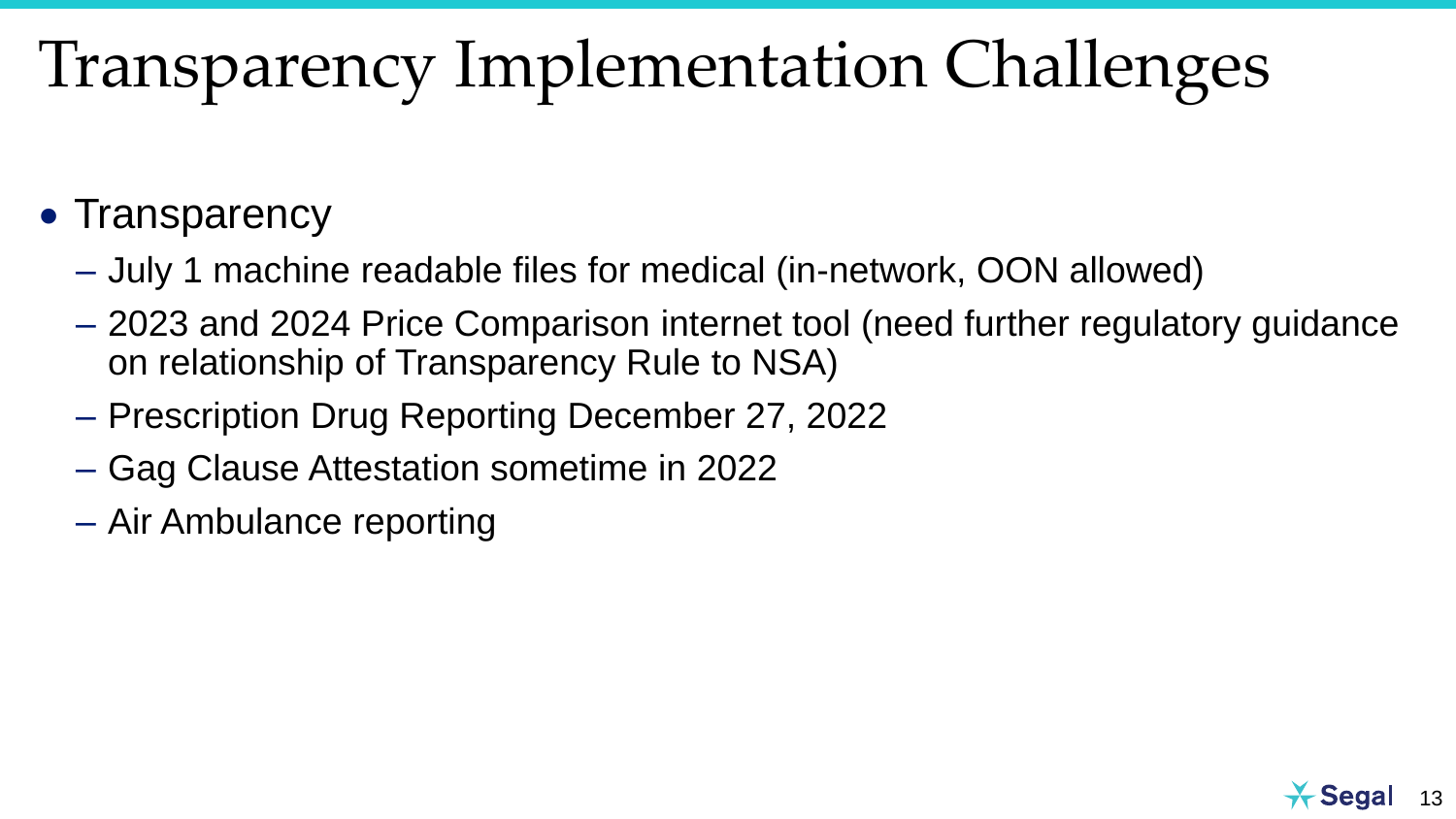# Transparency Implementation Challenges

- Transparency
  - July 1 machine readable files for medical (in-network, OON allowed)
  - 2023 and 2024 Price Comparison internet tool (need further regulatory guidance on relationship of Transparency Rule to NSA)
  - Prescription Drug Reporting December 27, 2022
  - Gag Clause Attestation sometime in 2022
  - Air Ambulance reporting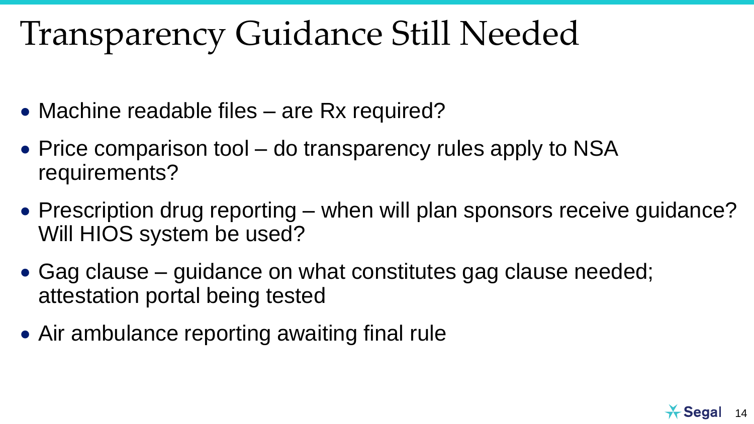# Transparency Guidance Still Needed

- Machine readable files – are Rx required?
- Price comparison tool – do transparency rules apply to NSA requirements?
- Prescription drug reporting – when will plan sponsors receive guidance? Will HIOS system be used?
- Gag clause – guidance on what constitutes gag clause needed; attestation portal being tested
- Air ambulance reporting awaiting final rule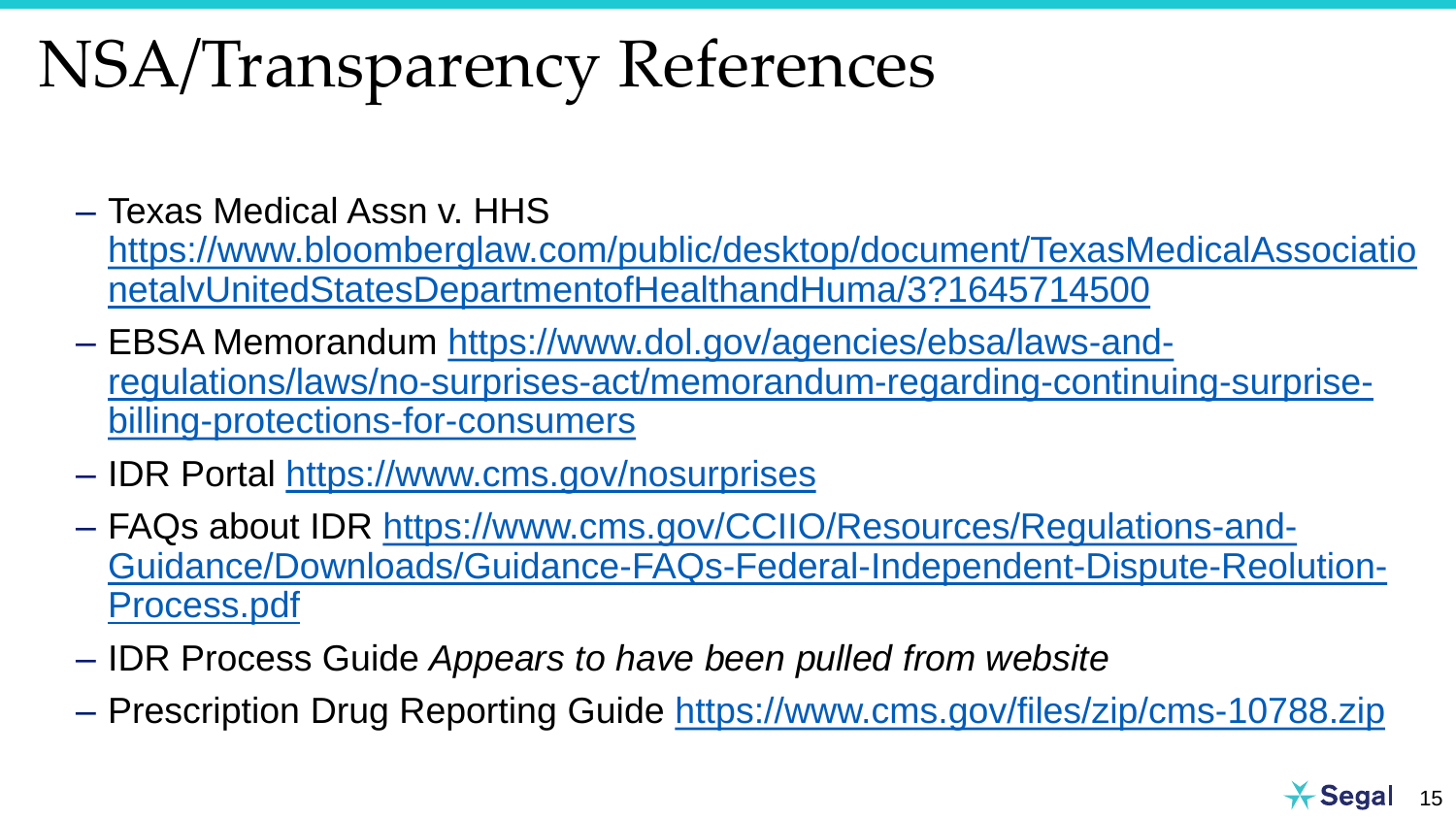# NSA/Transparency References

- Texas Medical Assn v. HHS https://www.bloomberglaw.com/public/desktop/document/TexasMedicalAssociationetalvUnitedStatesDepartmentofHealthandHuma/3?1645714500
- EBSA Memorandum https://www.dol.gov/agencies/ebsa/laws-and-regulations/laws/no-surprises-act/memorandum-regarding-continuing-surprise-billing-protections-for-consumers
- IDR Portal https://www.cms.gov/nosurprises
- FAQs about IDR https://www.cms.gov/CCIIO/Resources/Regulations-and-Guidance/Downloads/Guidance-FAQs-Federal-Independent-Dispute-Reolution-Process.pdf
- IDR Process Guide *Appears to have been pulled from website*
- Prescription Drug Reporting Guide https://www.cms.gov/files/zip/cms-10788.zip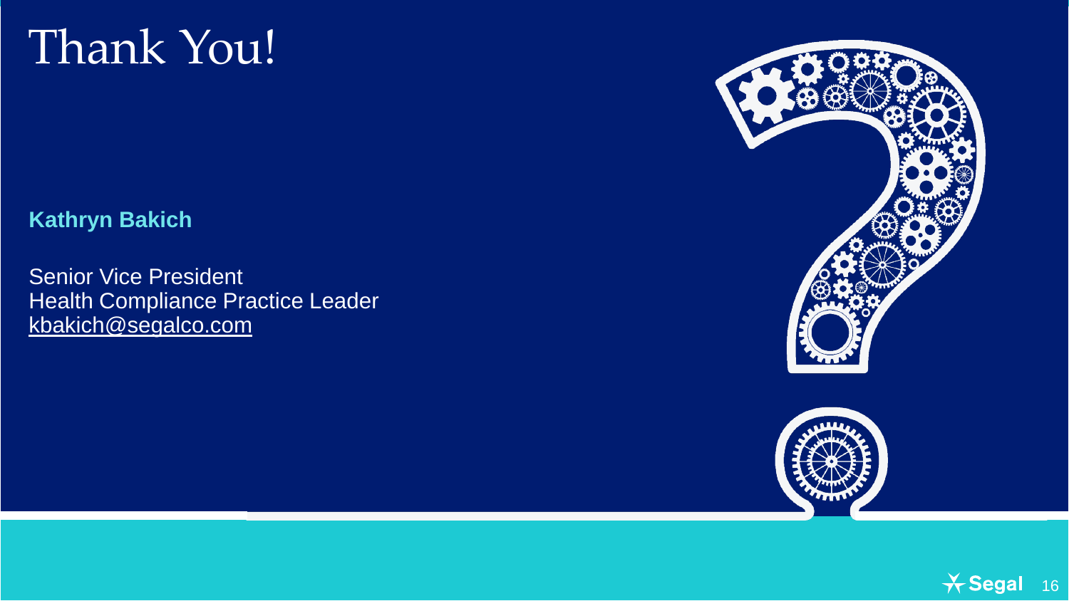# Thank You!

**Kathryn Bakich**

Senior Vice President
Health Compliance Practice Leader
kbakich@segalco.com